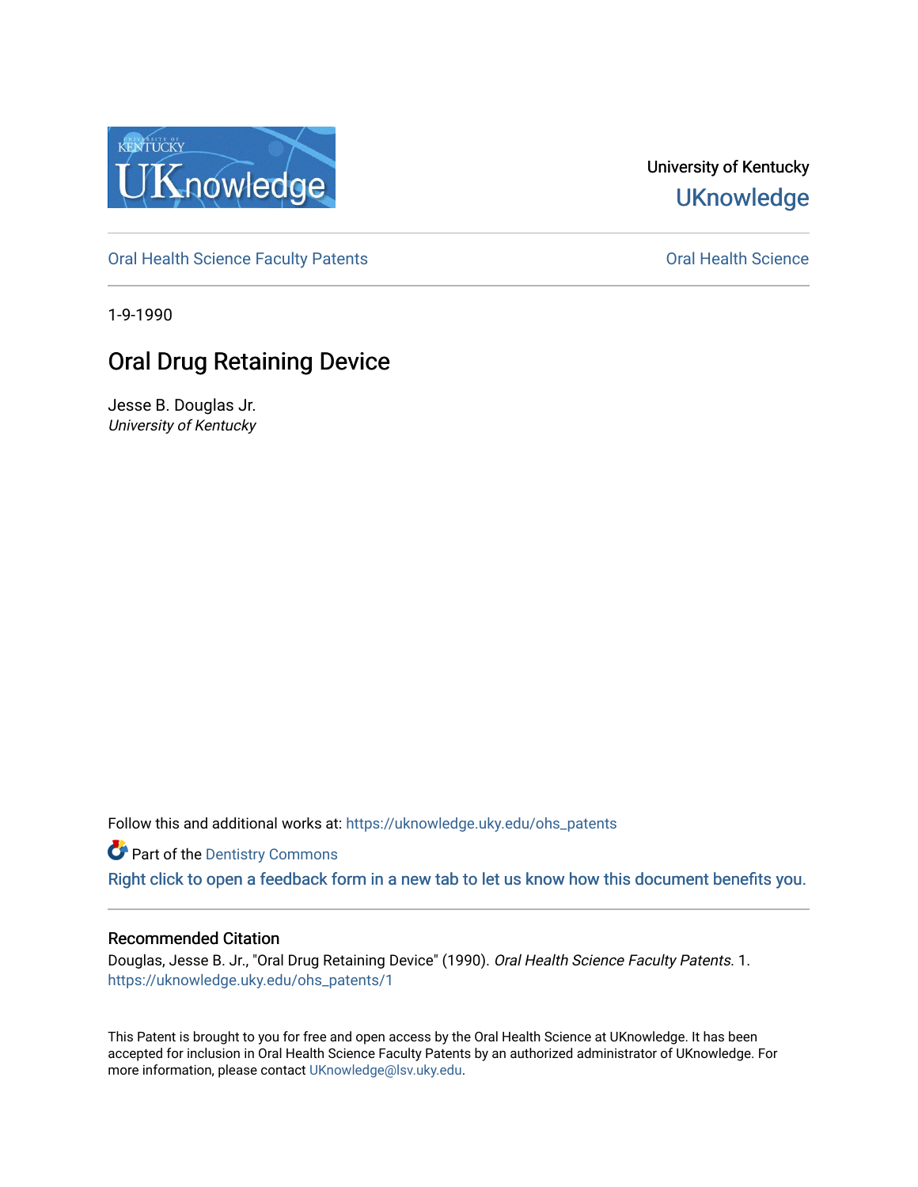University of Kentucky

UKnowledge

Oral Health Science Faculty Patents

Oral Health Science

1-9-1990

# Oral Drug Retaining Device

Jesse B. Douglas Jr.
*University of Kentucky*

Follow this and additional works at: https://uknowledge.uky.edu/ohs_patents

Part of the Dentistry Commons

Right click to open a feedback form in a new tab to let us know how this document benefits you.

## Recommended Citation

Douglas, Jesse B. Jr., "Oral Drug Retaining Device" (1990). *Oral Health Science Faculty Patents*. 1.
https://uknowledge.uky.edu/ohs_patents/1

This Patent is brought to you for free and open access by the Oral Health Science at UKnowledge. It has been accepted for inclusion in Oral Health Science Faculty Patents by an authorized administrator of UKnowledge. For more information, please contact UKnowledge@lsv.uky.edu.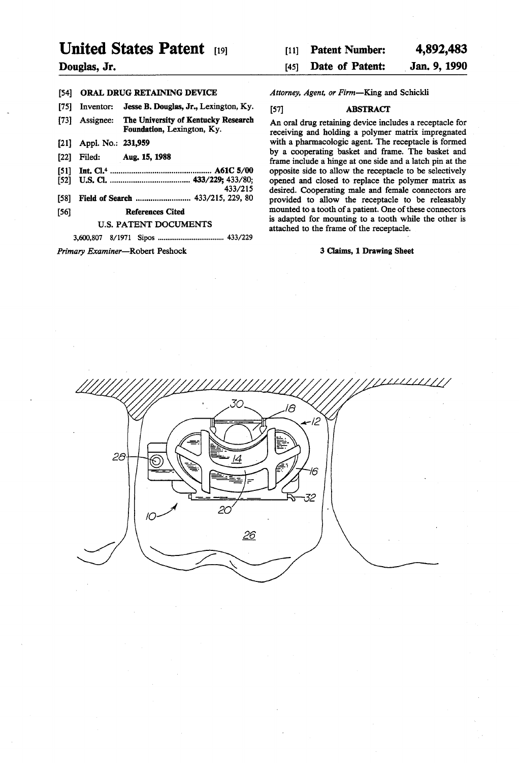# United States Patent [19]

**Douglas, Jr.**

[11] **Patent Number: 4,892,483**

[45] **Date of Patent: Jan. 9, 1990**

[54] **ORAL DRUG RETAINING DEVICE**

[75] Inventor: **Jesse B. Douglas, Jr.,** Lexington, Ky.

[73] Assignee: **The University of Kentucky Research Foundation,** Lexington, Ky.

[21] Appl. No.: **231,959**

[22] Filed: **Aug. 15, 1988**

[51] **Int. Cl.⁴** ..................................... **A61C 5/00**

[52] **U.S. Cl.** ..................................... **433/229;** 433/80; 433/215

[58] **Field of Search** ........................ 433/215, 229, 80

[56] **References Cited**

U.S. PATENT DOCUMENTS

3,600,807 8/1971 Sipos ................................ 433/229

*Primary Examiner*—Robert Peshock

*Attorney, Agent, or Firm*—King and Schickli

[57] **ABSTRACT**

An oral drug retaining device includes a receptacle for receiving and holding a polymer matrix impregnated with a pharmacologic agent. The receptacle is formed by a cooperating basket and frame. The basket and frame include a hinge at one side and a latch pin at the opposite side to allow the receptacle to be selectively opened and closed to replace the polymer matrix as desired. Cooperating male and female connectors are provided to allow the receptacle to be releasably mounted to a tooth of a patient. One of these connectors is adapted for mounting to a tooth while the other is attached to the frame of the receptacle.

**3 Claims, 1 Drawing Sheet**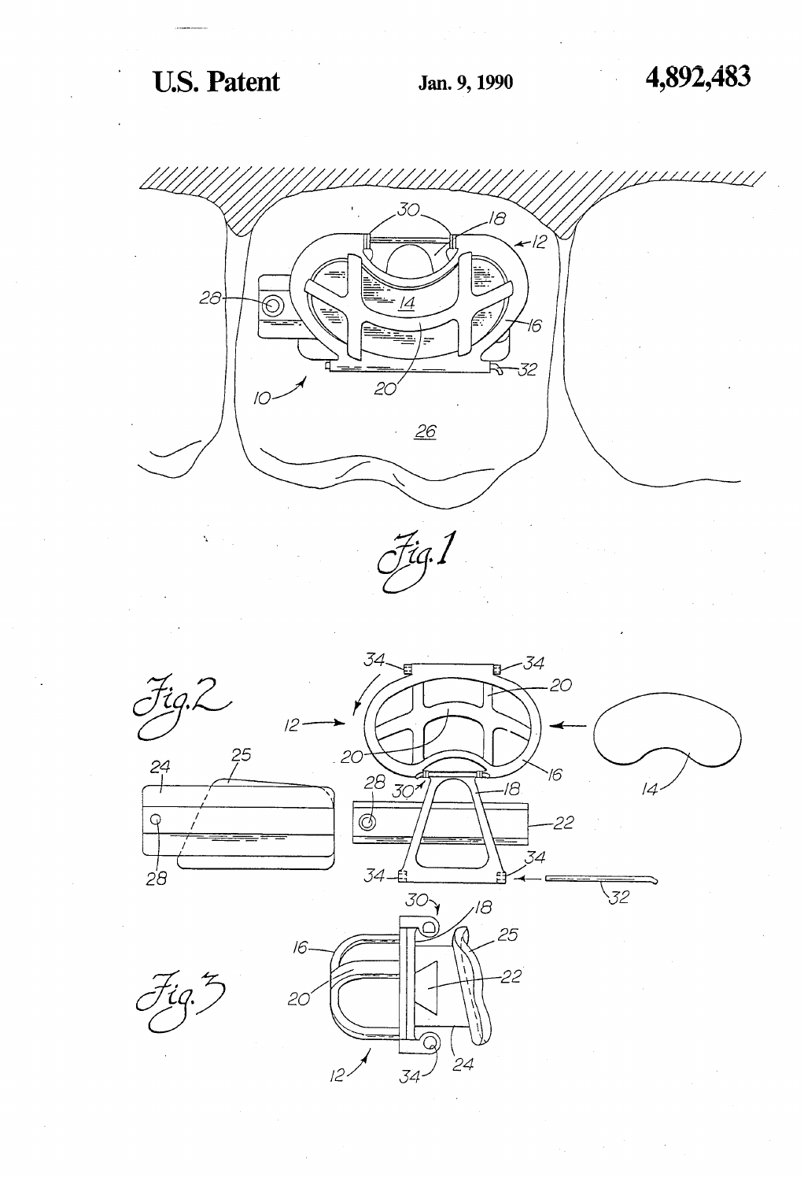Fig. 1

Fig. 2

Fig. 3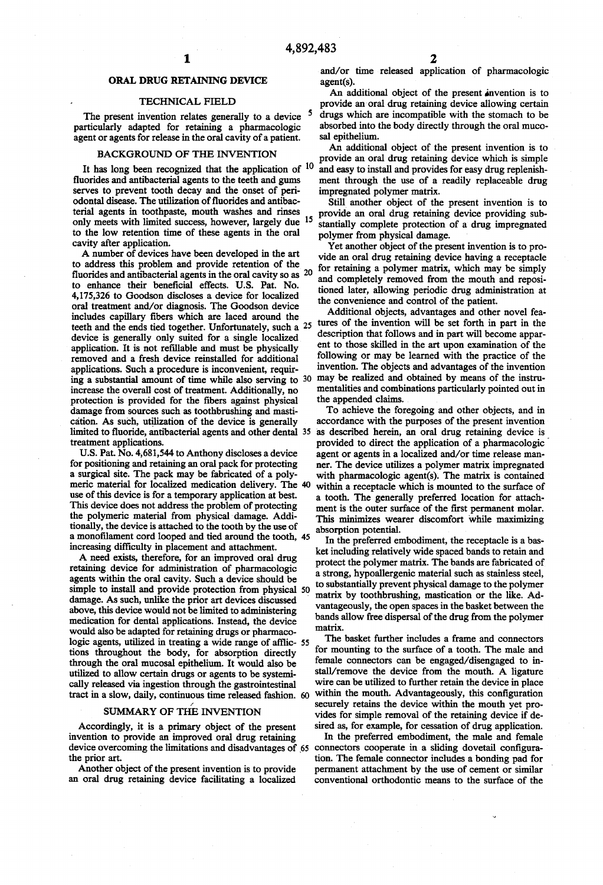# ORAL DRUG RETAINING DEVICE

## TECHNICAL FIELD

The present invention relates generally to a device particularly adapted for retaining a pharmacologic agent or agents for release in the oral cavity of a patient.

## BACKGROUND OF THE INVENTION

It has long been recognized that the application of fluorides and antibacterial agents to the teeth and gums serves to prevent tooth decay and the onset of periodontal disease. The utilization of fluorides and antibacterial agents in toothpaste, mouth washes and rinses only meets with limited success, however, largely due to the low retention time of these agents in the oral cavity after application.

A number of devices have been developed in the art to address this problem and provide retention of the fluorides and antibacterial agents in the oral cavity so as to enhance their beneficial effects. U.S. Pat. No. 4,175,326 to Goodson discloses a device for localized oral treatment and/or diagnosis. The Goodson device includes capillary fibers which are laced around the teeth and the ends tied together. Unfortunately, such a device is generally only suited for a single localized application. It is not refillable and must be physically removed and a fresh device reinstalled for additional applications. Such a procedure is inconvenient, requiring a substantial amount of time while also serving to increase the overall cost of treatment. Additionally, no protection is provided for the fibers against physical damage from sources such as toothbrushing and mastication. As such, utilization of the device is generally limited to fluoride, antibacterial agents and other dental treatment applications.

U.S. Pat. No. 4,681,544 to Anthony discloses a device for positioning and retaining an oral pack for protecting a surgical site. The pack may be fabricated of a polymeric material for localized medication delivery. The use of this device is for a temporary application at best. This device does not address the problem of protecting the polymeric material from physical damage. Additionally, the device is attached to the tooth by the use of a monofilament cord looped and tied around the tooth, increasing difficulty in placement and attachment.

A need exists, therefore, for an improved oral drug retaining device for administration of pharmacologic agents within the oral cavity. Such a device should be simple to install and provide protection from physical damage. As such, unlike the prior art devices discussed above, this device would not be limited to administering medication for dental applications. Instead, the device would also be adapted for retaining drugs or pharmacologic agents, utilized in treating a wide range of afflictions throughout the body, for absorption directly through the oral mucosal epithelium. It would also be utilized to allow certain drugs or agents to be systemically released via ingestion through the gastrointestinal tract in a slow, daily, continuous time released fashion.

## SUMMARY OF THE INVENTION

Accordingly, it is a primary object of the present invention to provide an improved oral drug retaining device overcoming the limitations and disadvantages of the prior art.

Another object of the present invention is to provide an oral drug retaining device facilitating a localized and/or time released application of pharmacologic agent(s).

An additional object of the present invention is to provide an oral drug retaining device allowing certain drugs which are incompatible with the stomach to be absorbed into the body directly through the oral mucosal epithelium.

An additional object of the present invention is to provide an oral drug retaining device which is simple and easy to install and provides for easy drug replenishment through the use of a readily replaceable drug impregnated polymer matrix.

Still another object of the present invention is to provide an oral drug retaining device providing substantially complete protection of a drug impregnated polymer from physical damage.

Yet another object of the present invention is to provide an oral drug retaining device having a receptacle for retaining a polymer matrix, which may be simply and completely removed from the mouth and repositioned later, allowing periodic drug administration at the convenience and control of the patient.

Additional objects, advantages and other novel features of the invention will be set forth in part in the description that follows and in part will become apparent to those skilled in the art upon examination of the following or may be learned with the practice of the invention. The objects and advantages of the invention may be realized and obtained by means of the instrumentalities and combinations particularly pointed out in the appended claims.

To achieve the foregoing and other objects, and in accordance with the purposes of the present invention as described herein, an oral drug retaining device is provided to direct the application of a pharmacologic agent or agents in a localized and/or time release manner. The device utilizes a polymer matrix impregnated with pharmacologic agent(s). The matrix is contained within a receptacle which is mounted to the surface of a tooth. The generally preferred location for attachment is the outer surface of the first permanent molar. This minimizes wearer discomfort while maximizing absorption potential.

In the preferred embodiment, the receptacle is a basket including relatively wide spaced bands to retain and protect the polymer matrix. The bands are fabricated of a strong, hypoallergenic material such as stainless steel, to substantially prevent physical damage to the polymer matrix by toothbrushing, mastication or the like. Advantageously, the open spaces in the basket between the bands allow free dispersal of the drug from the polymer matrix.

The basket further includes a frame and connectors for mounting to the surface of a tooth. The male and female connectors can be engaged/disengaged to install/remove the device from the mouth. A ligature wire can be utilized to further retain the device in place within the mouth. Advantageously, this configuration securely retains the device within the mouth yet provides for simple removal of the retaining device if desired as, for example, for cessation of drug application.

In the preferred embodiment, the male and female connectors cooperate in a sliding dovetail configuration. The female connector includes a bonding pad for permanent attachment by the use of cement or similar conventional orthodontic means to the surface of the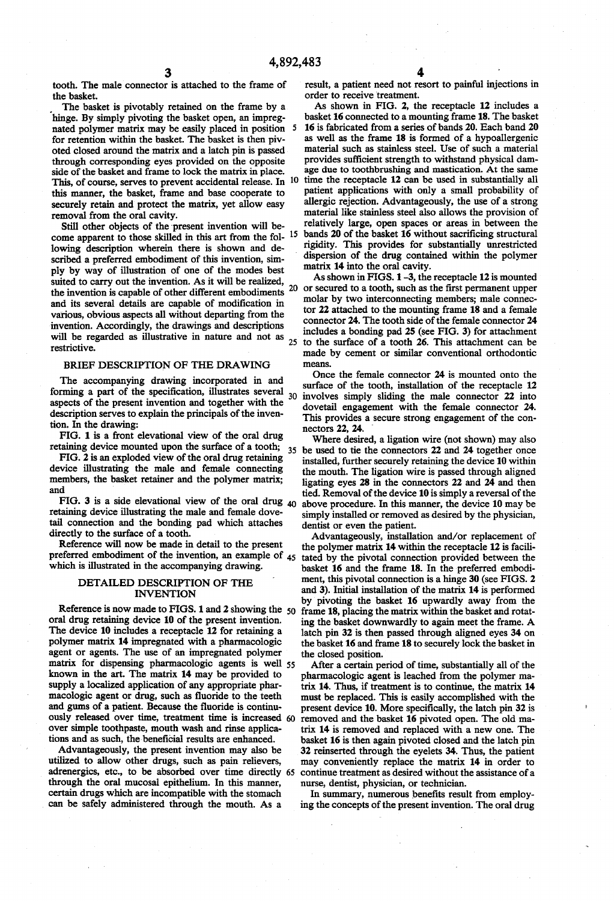tooth. The male connector is attached to the frame of the basket.

The basket is pivotably retained on the frame by a hinge. By simply pivoting the basket open, an impregnated polymer matrix may be easily placed in position for retention within the basket. The basket is then pivoted closed around the matrix and a latch pin is passed through corresponding eyes provided on the opposite side of the basket and frame to lock the matrix in place. This, of course, serves to prevent accidental release. In this manner, the basket, frame and base cooperate to securely retain and protect the matrix, yet allow easy removal from the oral cavity.

Still other objects of the present invention will become apparent to those skilled in this art from the following description wherein there is shown and described a preferred embodiment of this invention, simply by way of illustration of one of the modes best suited to carry out the invention. As it will be realized, the invention is capable of other different embodiments and its several details are capable of modification in various, obvious aspects all without departing from the invention. Accordingly, the drawings and descriptions will be regarded as illustrative in nature and not as restrictive.

## BRIEF DESCRIPTION OF THE DRAWING

The accompanying drawing incorporated in and forming a part of the specification, illustrates several aspects of the present invention and together with the description serves to explain the principals of the invention. In the drawing:

FIG. 1 is a front elevational view of the oral drug retaining device mounted upon the surface of a tooth;

FIG. 2 is an exploded view of the oral drug retaining device illustrating the male and female connecting members, the basket retainer and the polymer matrix; and

FIG. 3 is a side elevational view of the oral drug retaining device illustrating the male and female dovetail connection and the bonding pad which attaches directly to the surface of a tooth.

Reference will now be made in detail to the present preferred embodiment of the invention, an example of which is illustrated in the accompanying drawing.

## DETAILED DESCRIPTION OF THE INVENTION

Reference is now made to FIGS. 1 and 2 showing the oral drug retaining device **10** of the present invention. The device **10** includes a receptacle **12** for retaining a polymer matrix **14** impregnated with a pharmacologic agent or agents. The use of an impregnated polymer matrix for dispensing pharmacologic agents is well known in the art. The matrix **14** may be provided to supply a localized application of any appropriate pharmacologic agent or drug, such as fluoride to the teeth and gums of a patient. Because the fluoride is continuously released over time, treatment time is increased over simple toothpaste, mouth wash and rinse applications and as such, the beneficial results are enhanced.

Advantageously, the present invention may also be utilized to allow other drugs, such as pain relievers, adrenergics, etc., to be absorbed over time directly through the oral mucosal epithelium. In this manner, certain drugs which are incompatible with the stomach can be safely administered through the mouth. As a result, a patient need not resort to painful injections in order to receive treatment.

As shown in FIG. 2, the receptacle **12** includes a basket **16** connected to a mounting frame **18**. The basket **16** is fabricated from a series of bands **20**. Each band **20** as well as the frame **18** is formed of a hypoallergenic material such as stainless steel. Use of such a material provides sufficient strength to withstand physical damage due to toothbrushing and mastication. At the same time the receptacle **12** can be used in substantially all patient applications with only a small probability of allergic rejection. Advantageously, the use of a strong material like stainless steel also allows the provision of relatively large, open spaces or areas in between the bands **20** of the basket **16** without sacrificing structural rigidity. This provides for substantially unrestricted dispersion of the drug contained within the polymer matrix **14** into the oral cavity.

As shown in FIGS. 1-3, the receptacle **12** is mounted or secured to a tooth, such as the first permanent upper molar by two interconnecting members; male connector **22** attached to the mounting frame **18** and a female connector **24**. The tooth side of the female connector **24** includes a bonding pad **25** (see FIG. 3) for attachment to the surface of a tooth **26**. This attachment can be made by cement or similar conventional orthodontic means.

Once the female connector **24** is mounted onto the surface of the tooth, installation of the receptacle **12** involves simply sliding the male connector **22** into dovetail engagement with the female connector **24**. This provides a secure strong engagement of the connectors **22, 24**.

Where desired, a ligation wire (not shown) may also be used to tie the connectors **22** and **24** together once installed, further securely retaining the device **10** within the mouth. The ligation wire is passed through aligned ligating eyes **28** in the connectors **22** and **24** and then tied. Removal of the device **10** is simply a reversal of the above procedure. In this manner, the device **10** may be simply installed or removed as desired by the physician, dentist or even the patient.

Advantageously, installation and/or replacement of the polymer matrix **14** within the receptacle **12** is facilitated by the pivotal connection provided between the basket **16** and the frame **18**. In the preferred embodiment, this pivotal connection is a hinge **30** (see FIGS. 2 and 3). Initial installation of the matrix **14** is performed by pivoting the basket **16** upwardly away from the frame **18**, placing the matrix within the basket and rotating the basket downwardly to again meet the frame. A latch pin **32** is then passed through aligned eyes **34** on the basket **16** and frame **18** to securely lock the basket in the closed position.

After a certain period of time, substantially all of the pharmacologic agent is leached from the polymer matrix **14**. Thus, if treatment is to continue, the matrix **14** must be replaced. This is easily accomplished with the present device **10**. More specifically, the latch pin **32** is removed and the basket **16** pivoted open. The old matrix **14** is removed and replaced with a new one. The basket **16** is then again pivoted closed and the latch pin **32** reinserted through the eyelets **34**. Thus, the patient may conveniently replace the matrix **14** in order to continue treatment as desired without the assistance of a nurse, dentist, physician, or technician.

In summary, numerous benefits result from employing the concepts of the present invention. The oral drug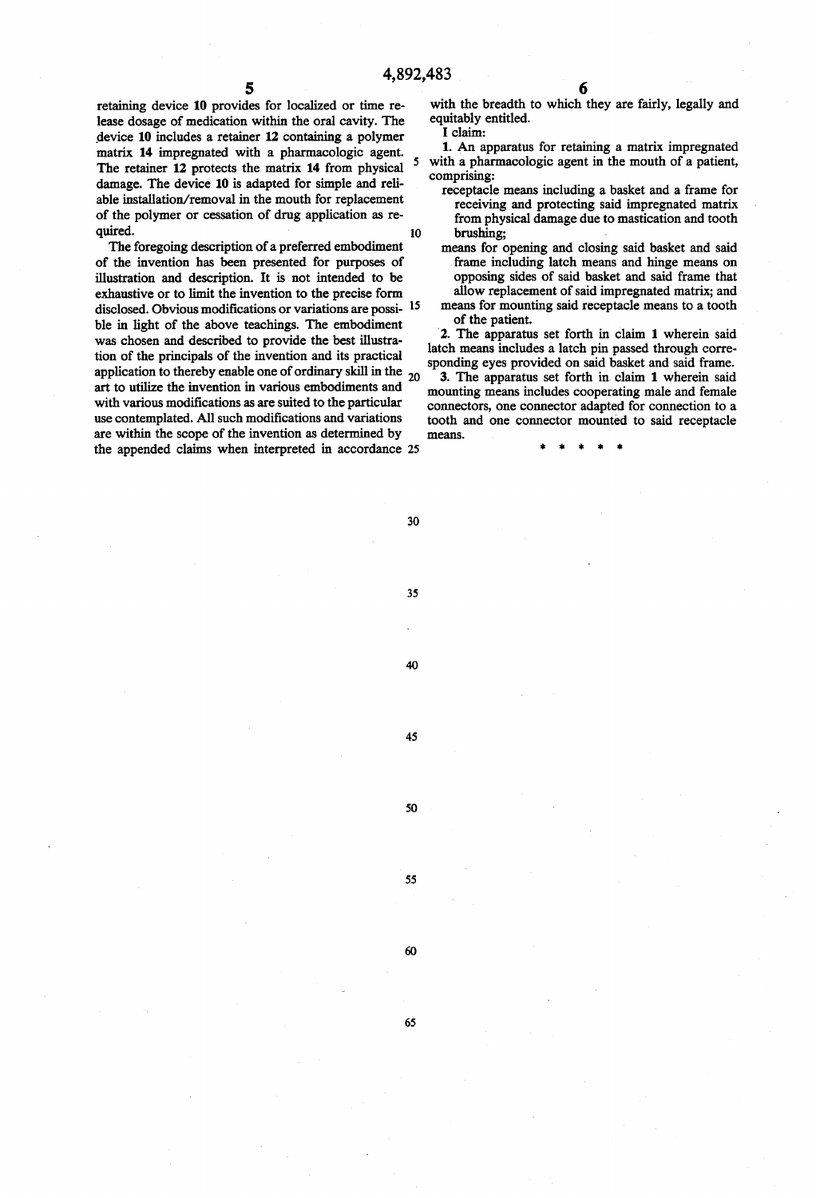retaining device 10 provides for localized or time release dosage of medication within the oral cavity. The device 10 includes a retainer 12 containing a polymer matrix 14 impregnated with a pharmacologic agent. The retainer 12 protects the matrix 14 from physical damage. The device 10 is adapted for simple and reliable installation/removal in the mouth for replacement of the polymer or cessation of drug application as required.

The foregoing description of a preferred embodiment of the invention has been presented for purposes of illustration and description. It is not intended to be exhaustive or to limit the invention to the precise form disclosed. Obvious modifications or variations are possible in light of the above teachings. The embodiment was chosen and described to provide the best illustration of the principals of the invention and its practical application to thereby enable one of ordinary skill in the art to utilize the invention in various embodiments and with various modifications as are suited to the particular use contemplated. All such modifications and variations are within the scope of the invention as determined by the appended claims when interpreted in accordance with the breadth to which they are fairly, legally and equitably entitled.

I claim:

1. An apparatus for retaining a matrix impregnated with a pharmacologic agent in the mouth of a patient, comprising:
   - receptacle means including a basket and a frame for receiving and protecting said impregnated matrix from physical damage due to mastication and tooth brushing;
   - means for opening and closing said basket and said frame including latch means and hinge means on opposing sides of said basket and said frame that allow replacement of said impregnated matrix; and
   - means for mounting said receptacle means to a tooth of the patient.

2. The apparatus set forth in claim 1 wherein said latch means includes a latch pin passed through corresponding eyes provided on said basket and said frame.

3. The apparatus set forth in claim 1 wherein said mounting means includes cooperating male and female connectors, one connector adapted for connection to a tooth and one connector mounted to said receptacle means.

* * * * *